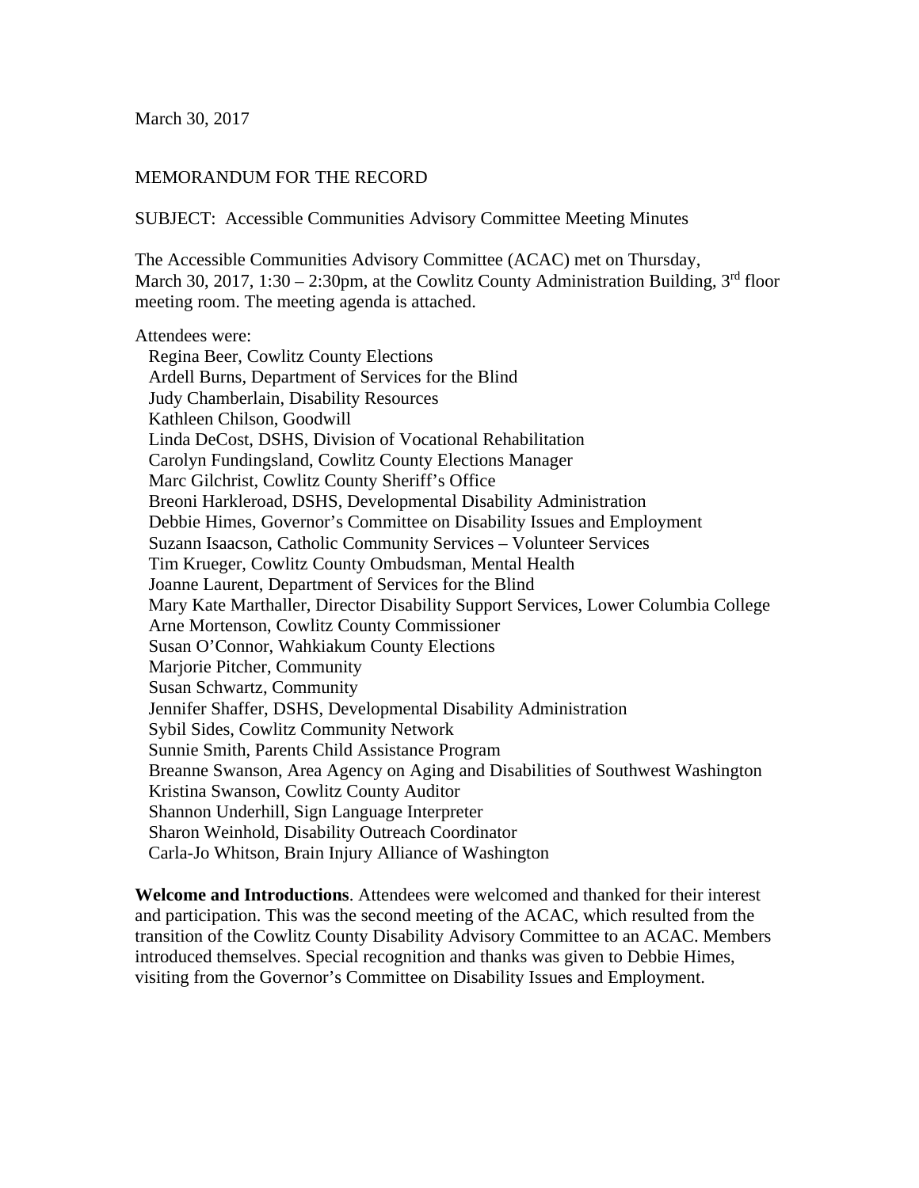March 30, 2017

MEMORANDUM FOR THE RECORD

SUBJECT: Accessible Communities Advisory Committee Meeting Minutes

The Accessible Communities Advisory Committee (ACAC) met on Thursday, March 30, 2017, 1:30 – 2:30pm, at the Cowlitz County Administration Building, 3rd floor meeting room. The meeting agenda is attached.

Attendees were:

- Regina Beer, Cowlitz County Elections
- Ardell Burns, Department of Services for the Blind
- Judy Chamberlain, Disability Resources
- Kathleen Chilson, Goodwill
- Linda DeCost, DSHS, Division of Vocational Rehabilitation
- Carolyn Fundingsland, Cowlitz County Elections Manager
- Marc Gilchrist, Cowlitz County Sheriff's Office
- Breoni Harkleroad, DSHS, Developmental Disability Administration
- Debbie Himes, Governor's Committee on Disability Issues and Employment
- Suzann Isaacson, Catholic Community Services – Volunteer Services
- Tim Krueger, Cowlitz County Ombudsman, Mental Health
- Joanne Laurent, Department of Services for the Blind
- Mary Kate Marthaller, Director Disability Support Services, Lower Columbia College
- Arne Mortenson, Cowlitz County Commissioner
- Susan O'Connor, Wahkiakum County Elections
- Marjorie Pitcher, Community
- Susan Schwartz, Community
- Jennifer Shaffer, DSHS, Developmental Disability Administration
- Sybil Sides, Cowlitz Community Network
- Sunnie Smith, Parents Child Assistance Program
- Breanne Swanson, Area Agency on Aging and Disabilities of Southwest Washington
- Kristina Swanson, Cowlitz County Auditor
- Shannon Underhill, Sign Language Interpreter
- Sharon Weinhold, Disability Outreach Coordinator
- Carla-Jo Whitson, Brain Injury Alliance of Washington

**Welcome and Introductions**. Attendees were welcomed and thanked for their interest and participation. This was the second meeting of the ACAC, which resulted from the transition of the Cowlitz County Disability Advisory Committee to an ACAC. Members introduced themselves. Special recognition and thanks was given to Debbie Himes, visiting from the Governor's Committee on Disability Issues and Employment.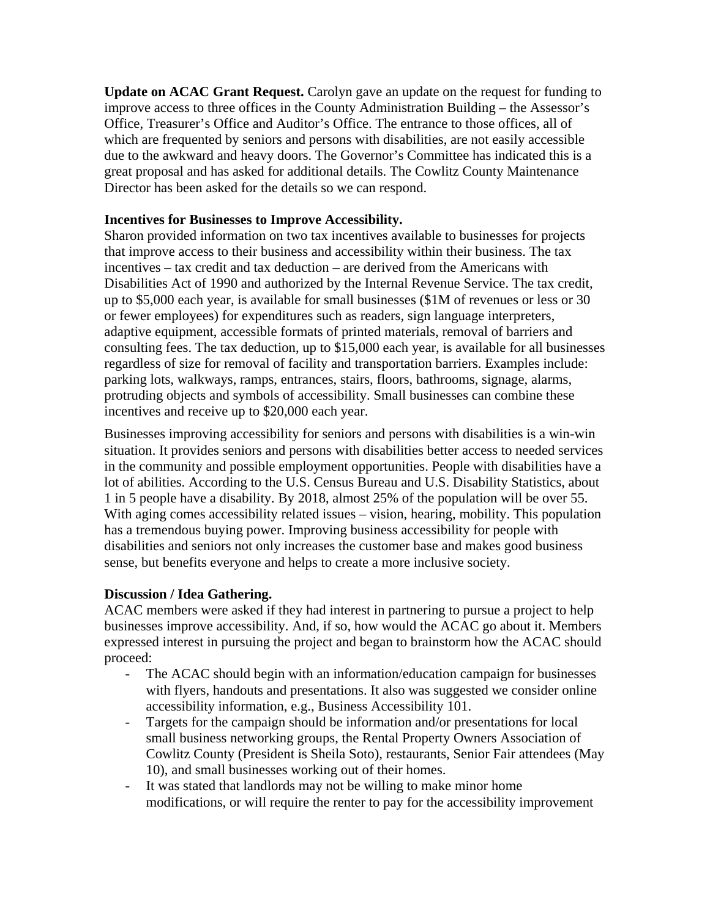**Update on ACAC Grant Request.** Carolyn gave an update on the request for funding to improve access to three offices in the County Administration Building – the Assessor's Office, Treasurer's Office and Auditor's Office. The entrance to those offices, all of which are frequented by seniors and persons with disabilities, are not easily accessible due to the awkward and heavy doors. The Governor's Committee has indicated this is a great proposal and has asked for additional details. The Cowlitz County Maintenance Director has been asked for the details so we can respond.

**Incentives for Businesses to Improve Accessibility.**
Sharon provided information on two tax incentives available to businesses for projects that improve access to their business and accessibility within their business. The tax incentives – tax credit and tax deduction – are derived from the Americans with Disabilities Act of 1990 and authorized by the Internal Revenue Service. The tax credit, up to $5,000 each year, is available for small businesses ($1M of revenues or less or 30 or fewer employees) for expenditures such as readers, sign language interpreters, adaptive equipment, accessible formats of printed materials, removal of barriers and consulting fees. The tax deduction, up to $15,000 each year, is available for all businesses regardless of size for removal of facility and transportation barriers. Examples include: parking lots, walkways, ramps, entrances, stairs, floors, bathrooms, signage, alarms, protruding objects and symbols of accessibility. Small businesses can combine these incentives and receive up to $20,000 each year.

Businesses improving accessibility for seniors and persons with disabilities is a win-win situation. It provides seniors and persons with disabilities better access to needed services in the community and possible employment opportunities. People with disabilities have a lot of abilities. According to the U.S. Census Bureau and U.S. Disability Statistics, about 1 in 5 people have a disability. By 2018, almost 25% of the population will be over 55. With aging comes accessibility related issues – vision, hearing, mobility. This population has a tremendous buying power. Improving business accessibility for people with disabilities and seniors not only increases the customer base and makes good business sense, but benefits everyone and helps to create a more inclusive society.

**Discussion / Idea Gathering.**
ACAC members were asked if they had interest in partnering to pursue a project to help businesses improve accessibility. And, if so, how would the ACAC go about it. Members expressed interest in pursuing the project and began to brainstorm how the ACAC should proceed:

- The ACAC should begin with an information/education campaign for businesses with flyers, handouts and presentations. It also was suggested we consider online accessibility information, e.g., Business Accessibility 101.
- Targets for the campaign should be information and/or presentations for local small business networking groups, the Rental Property Owners Association of Cowlitz County (President is Sheila Soto), restaurants, Senior Fair attendees (May 10), and small businesses working out of their homes.
- It was stated that landlords may not be willing to make minor home modifications, or will require the renter to pay for the accessibility improvement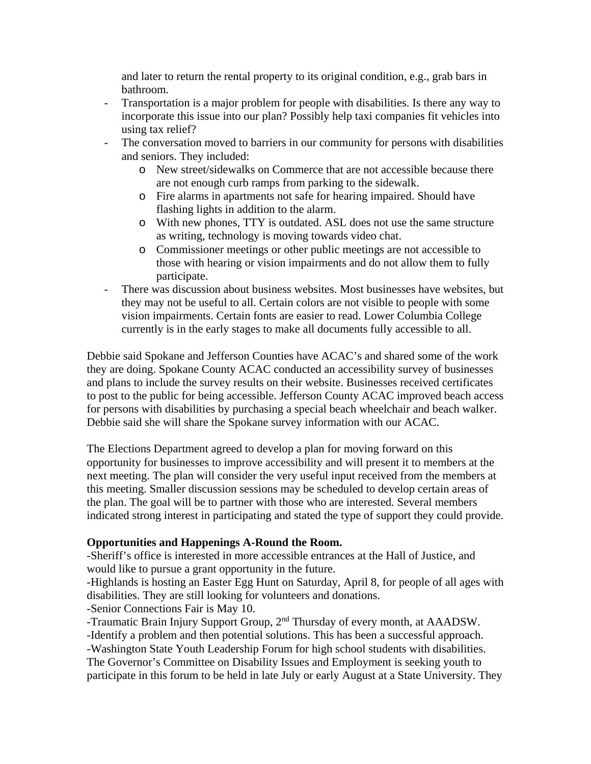and later to return the rental property to its original condition, e.g., grab bars in bathroom.

- Transportation is a major problem for people with disabilities. Is there any way to incorporate this issue into our plan? Possibly help taxi companies fit vehicles into using tax relief?
- The conversation moved to barriers in our community for persons with disabilities and seniors. They included:
  - New street/sidewalks on Commerce that are not accessible because there are not enough curb ramps from parking to the sidewalk.
  - Fire alarms in apartments not safe for hearing impaired. Should have flashing lights in addition to the alarm.
  - With new phones, TTY is outdated. ASL does not use the same structure as writing, technology is moving towards video chat.
  - Commissioner meetings or other public meetings are not accessible to those with hearing or vision impairments and do not allow them to fully participate.
- There was discussion about business websites. Most businesses have websites, but they may not be useful to all. Certain colors are not visible to people with some vision impairments. Certain fonts are easier to read. Lower Columbia College currently is in the early stages to make all documents fully accessible to all.

Debbie said Spokane and Jefferson Counties have ACAC's and shared some of the work they are doing. Spokane County ACAC conducted an accessibility survey of businesses and plans to include the survey results on their website. Businesses received certificates to post to the public for being accessible. Jefferson County ACAC improved beach access for persons with disabilities by purchasing a special beach wheelchair and beach walker. Debbie said she will share the Spokane survey information with our ACAC.

The Elections Department agreed to develop a plan for moving forward on this opportunity for businesses to improve accessibility and will present it to members at the next meeting. The plan will consider the very useful input received from the members at this meeting. Smaller discussion sessions may be scheduled to develop certain areas of the plan. The goal will be to partner with those who are interested. Several members indicated strong interest in participating and stated the type of support they could provide.

**Opportunities and Happenings A-Round the Room.**

-Sheriff's office is interested in more accessible entrances at the Hall of Justice, and would like to pursue a grant opportunity in the future.
-Highlands is hosting an Easter Egg Hunt on Saturday, April 8, for people of all ages with disabilities. They are still looking for volunteers and donations.
-Senior Connections Fair is May 10.
-Traumatic Brain Injury Support Group, 2nd Thursday of every month, at AAADSW.
-Identify a problem and then potential solutions. This has been a successful approach.
-Washington State Youth Leadership Forum for high school students with disabilities. The Governor's Committee on Disability Issues and Employment is seeking youth to participate in this forum to be held in late July or early August at a State University. They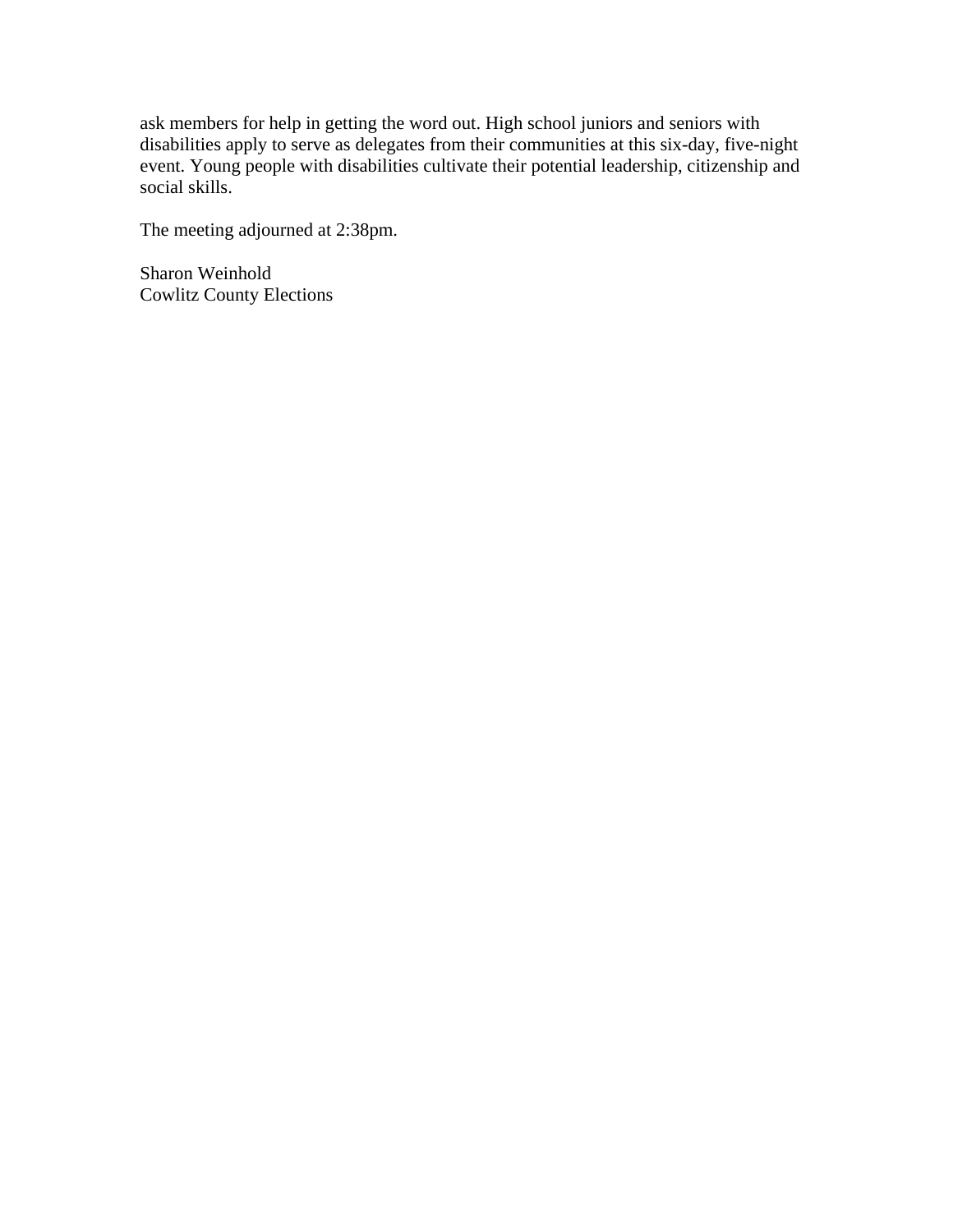ask members for help in getting the word out. High school juniors and seniors with disabilities apply to serve as delegates from their communities at this six-day, five-night event. Young people with disabilities cultivate their potential leadership, citizenship and social skills.

The meeting adjourned at 2:38pm.

Sharon Weinhold
Cowlitz County Elections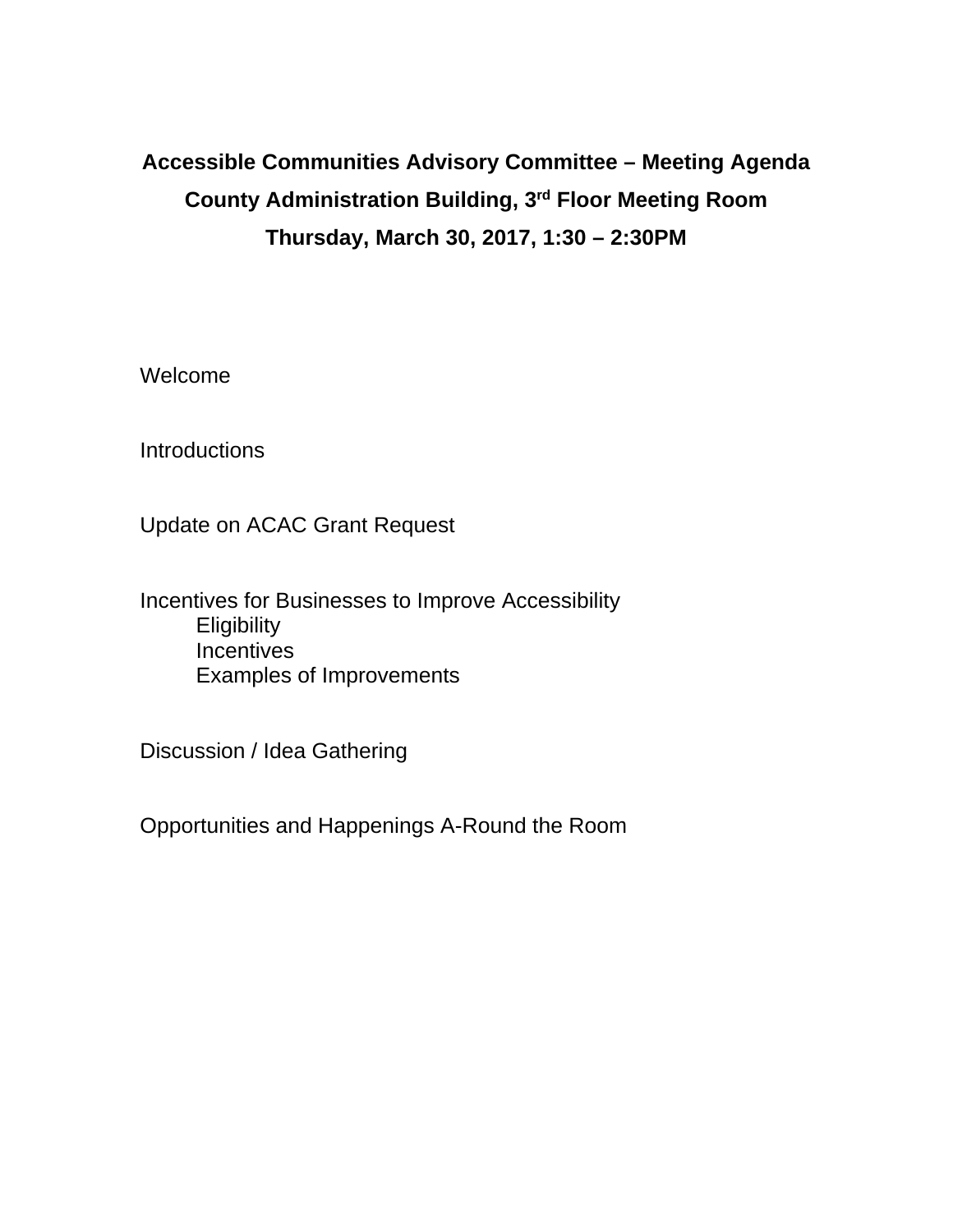**Accessible Communities Advisory Committee – Meeting Agenda**

**County Administration Building, 3rd Floor Meeting Room**

**Thursday, March 30, 2017, 1:30 – 2:30PM**

Welcome

Introductions

Update on ACAC Grant Request

Incentives for Businesses to Improve Accessibility

- Eligibility
- Incentives
- Examples of Improvements

Discussion / Idea Gathering

Opportunities and Happenings A-Round the Room